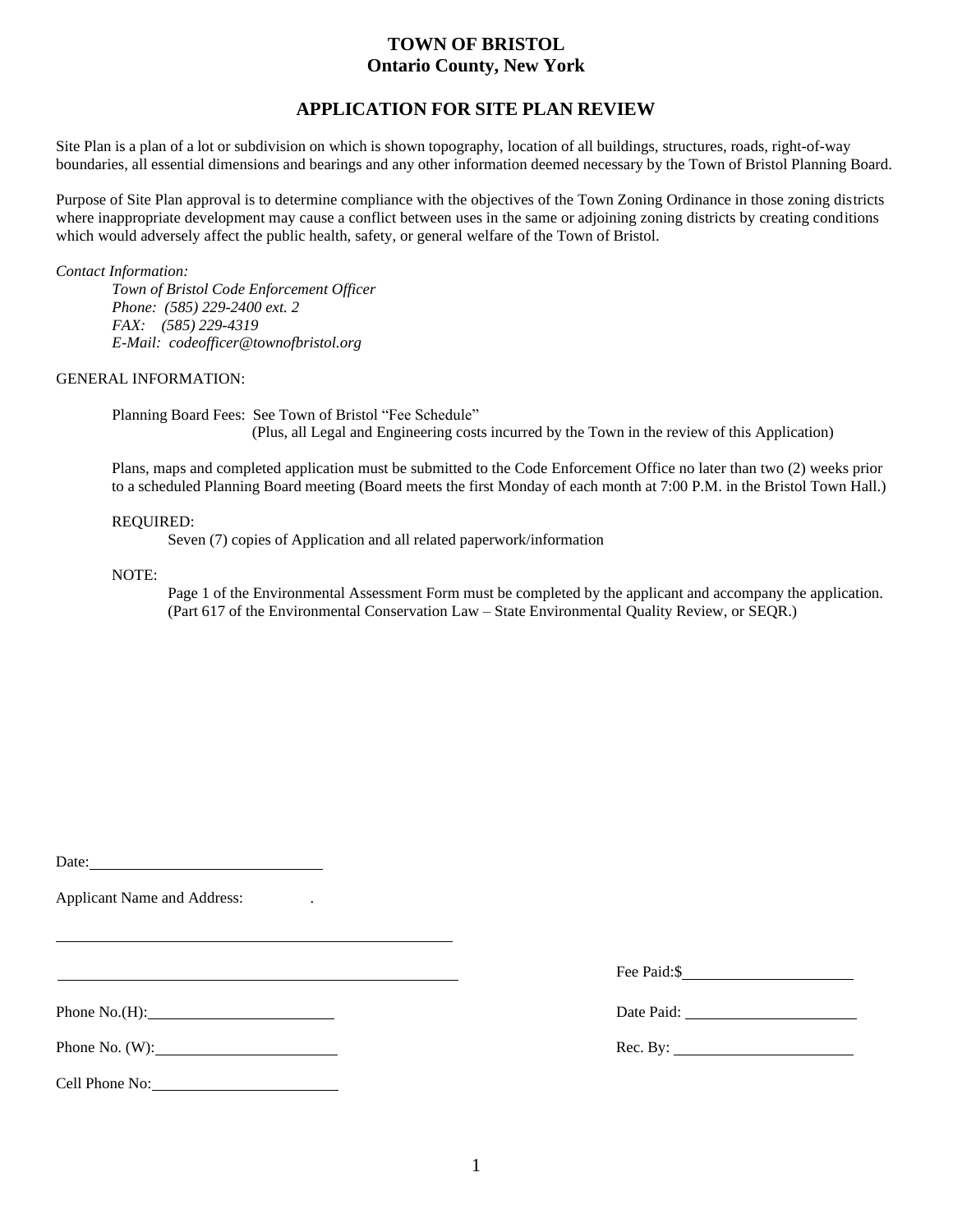# TOWN OF BRISTOL
## Ontario County, New York

## APPLICATION FOR SITE PLAN REVIEW

Site Plan is a plan of a lot or subdivision on which is shown topography, location of all buildings, structures, roads, right-of-way boundaries, all essential dimensions and bearings and any other information deemed necessary by the Town of Bristol Planning Board.

Purpose of Site Plan approval is to determine compliance with the objectives of the Town Zoning Ordinance in those zoning districts where inappropriate development may cause a conflict between uses in the same or adjoining zoning districts by creating conditions which would adversely affect the public health, safety, or general welfare of the Town of Bristol.

*Contact Information:*

*Town of Bristol Code Enforcement Officer*
*Phone: (585) 229-2400 ext. 2*
*FAX: (585) 229-4319*
*E-Mail: codeofficer@townofbristol.org*

GENERAL INFORMATION:

Planning Board Fees: See Town of Bristol "Fee Schedule"
(Plus, all Legal and Engineering costs incurred by the Town in the review of this Application)

Plans, maps and completed application must be submitted to the Code Enforcement Office no later than two (2) weeks prior to a scheduled Planning Board meeting (Board meets the first Monday of each month at 7:00 P.M. in the Bristol Town Hall.)

REQUIRED:

Seven (7) copies of Application and all related paperwork/information

NOTE:

Page 1 of the Environmental Assessment Form must be completed by the applicant and accompany the application. (Part 617 of the Environmental Conservation Law – State Environmental Quality Review, or SEQR.)

Date: ____________________________

Applicant Name and Address: .

______________________________________________

______________________________________________ Fee Paid:$____________________

Phone No.(H):______________________ Date Paid: ____________________

Phone No. (W):______________________ Rec. By: ____________________

Cell Phone No:______________________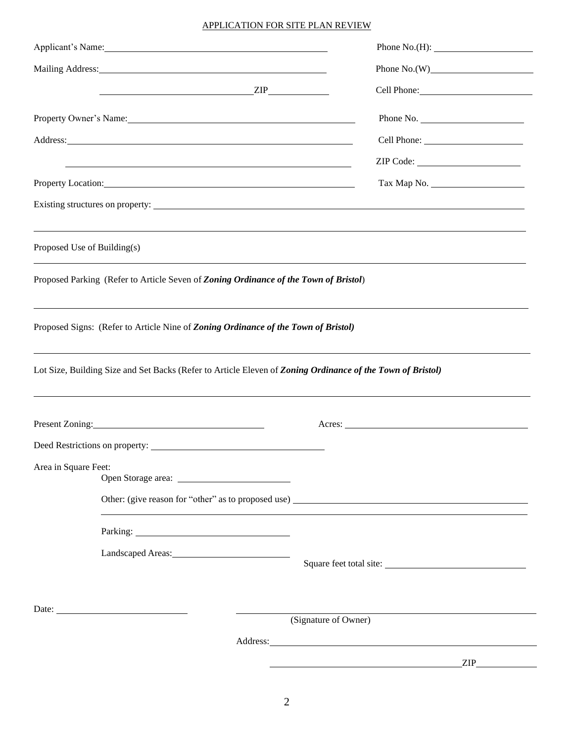APPLICATION FOR SITE PLAN REVIEW

Applicant's Name: ______________________________ Phone No.(H): ____________________

Mailing Address: ______________________________ Phone No.(W) ____________________

______________________________ ZIP __________ Cell Phone: ____________________

Property Owner's Name: ______________________________ Phone No. ____________________

Address: ______________________________ Cell Phone: ____________________

______________________________ ZIP Code: ____________________

Property Location: ______________________________ Tax Map No. ____________________

Existing structures on property: ________________________________________________

________________________________________________

Proposed Use of Building(s)

________________________________________________

Proposed Parking (Refer to Article Seven of ***Zoning Ordinance of the Town of Bristol***)

________________________________________________

Proposed Signs: (Refer to Article Nine of ***Zoning Ordinance of the Town of Bristol)***

________________________________________________

Lot Size, Building Size and Set Backs (Refer to Article Eleven of ***Zoning Ordinance of the Town of Bristol)***

________________________________________________

Present Zoning: ______________________________ Acres: ______________________________

Deed Restrictions on property: ______________________________

Area in Square Feet:

Open Storage area: ____________________

Other: (give reason for "other" as to proposed use) ______________________________

________________________________________________

Parking: ____________________

Landscaped Areas: ____________________

Square feet total site: ____________________

Date: ____________________ ______________________________

(Signature of Owner)

Address: ______________________________

______________________________ ZIP __________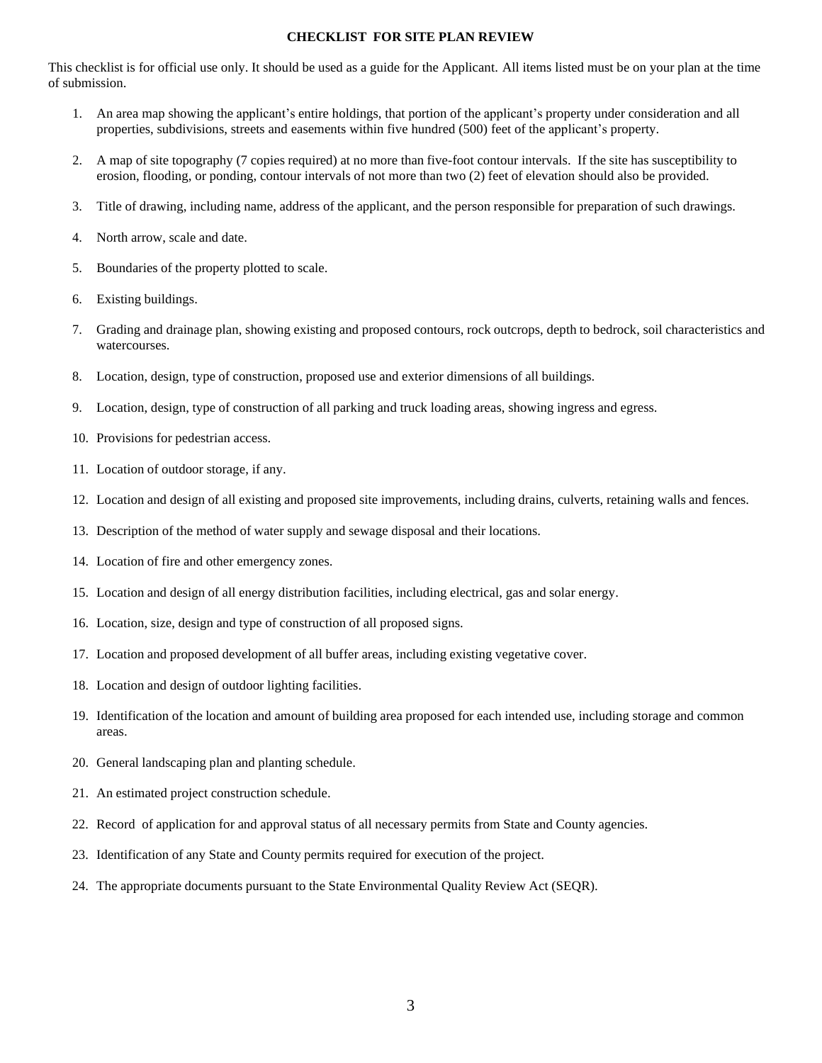## CHECKLIST FOR SITE PLAN REVIEW

This checklist is for official use only. It should be used as a guide for the Applicant. All items listed must be on your plan at the time of submission.

1. An area map showing the applicant's entire holdings, that portion of the applicant's property under consideration and all properties, subdivisions, streets and easements within five hundred (500) feet of the applicant's property.
2. A map of site topography (7 copies required) at no more than five-foot contour intervals. If the site has susceptibility to erosion, flooding, or ponding, contour intervals of not more than two (2) feet of elevation should also be provided.
3. Title of drawing, including name, address of the applicant, and the person responsible for preparation of such drawings.
4. North arrow, scale and date.
5. Boundaries of the property plotted to scale.
6. Existing buildings.
7. Grading and drainage plan, showing existing and proposed contours, rock outcrops, depth to bedrock, soil characteristics and watercourses.
8. Location, design, type of construction, proposed use and exterior dimensions of all buildings.
9. Location, design, type of construction of all parking and truck loading areas, showing ingress and egress.
10. Provisions for pedestrian access.
11. Location of outdoor storage, if any.
12. Location and design of all existing and proposed site improvements, including drains, culverts, retaining walls and fences.
13. Description of the method of water supply and sewage disposal and their locations.
14. Location of fire and other emergency zones.
15. Location and design of all energy distribution facilities, including electrical, gas and solar energy.
16. Location, size, design and type of construction of all proposed signs.
17. Location and proposed development of all buffer areas, including existing vegetative cover.
18. Location and design of outdoor lighting facilities.
19. Identification of the location and amount of building area proposed for each intended use, including storage and common areas.
20. General landscaping plan and planting schedule.
21. An estimated project construction schedule.
22. Record of application for and approval status of all necessary permits from State and County agencies.
23. Identification of any State and County permits required for execution of the project.
24. The appropriate documents pursuant to the State Environmental Quality Review Act (SEQR).